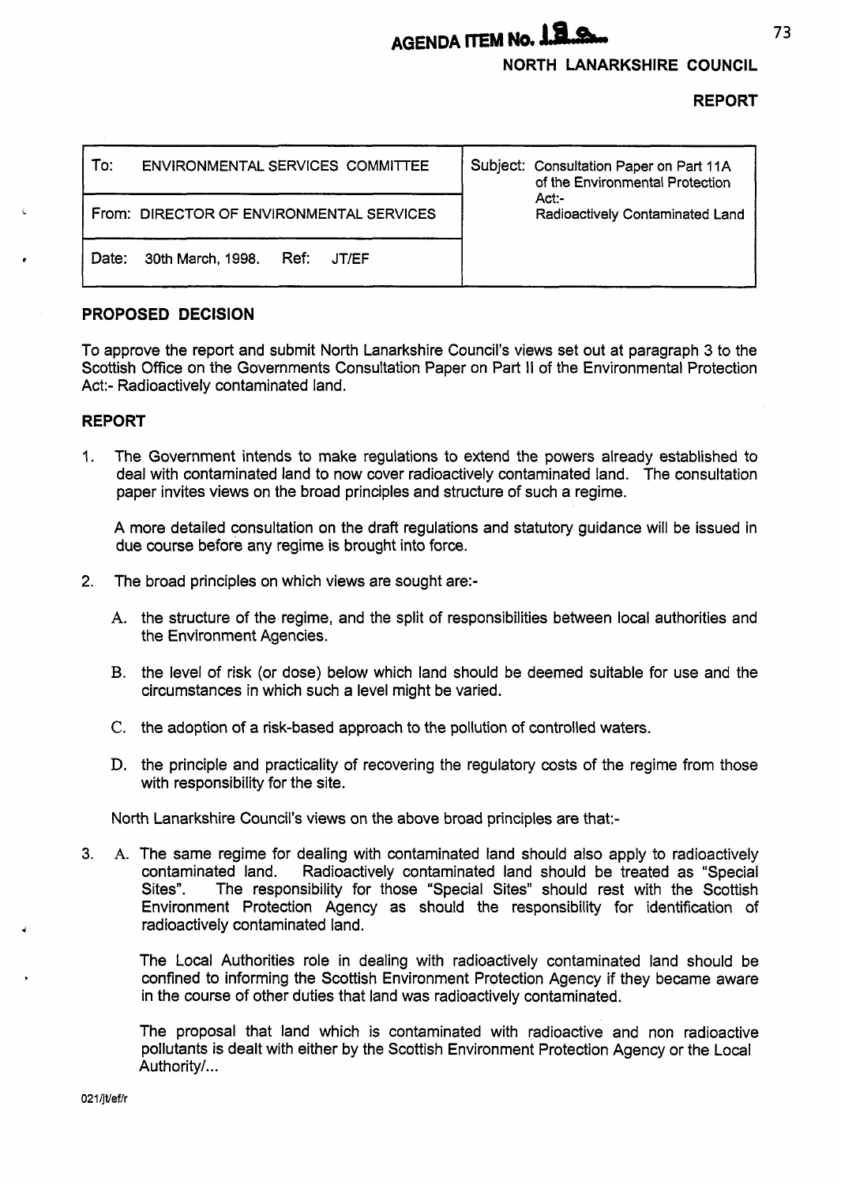# AGENDA ITEM No. 12.a.

## NORTH LANARKSHIRE COUNCIL

## REPORT

| To: ENVIRONMENTAL SERVICES COMMITTEE | Subject: Consultation Paper on Part 11A of the Environmental Protection Act:- Radioactively Contaminated Land |
| --- | --- |
| From: DIRECTOR OF ENVIRONMENTAL SERVICES | |
| Date: 30th March, 1998. Ref: JT/EF | |

### PROPOSED DECISION

To approve the report and submit North Lanarkshire Council's views set out at paragraph 3 to the Scottish Office on the Governments Consultation Paper on Part II of the Environmental Protection Act:- Radioactively contaminated land.

### REPORT

1. The Government intends to make regulations to extend the powers already established to deal with contaminated land to now cover radioactively contaminated land. The consultation paper invites views on the broad principles and structure of such a regime.

   A more detailed consultation on the draft regulations and statutory guidance will be issued in due course before any regime is brought into force.

2. The broad principles on which views are sought are:-

   A. the structure of the regime, and the split of responsibilities between local authorities and the Environment Agencies.

   B. the level of risk (or dose) below which land should be deemed suitable for use and the circumstances in which such a level might be varied.

   C. the adoption of a risk-based approach to the pollution of controlled waters.

   D. the principle and practicality of recovering the regulatory costs of the regime from those with responsibility for the site.

   North Lanarkshire Council's views on the above broad principles are that:-

3. A. The same regime for dealing with contaminated land should also apply to radioactively contaminated land. Radioactively contaminated land should be treated as "Special Sites". The responsibility for those "Special Sites" should rest with the Scottish Environment Protection Agency as should the responsibility for identification of radioactively contaminated land.

   The Local Authorities role in dealing with radioactively contaminated land should be confined to informing the Scottish Environment Protection Agency if they became aware in the course of other duties that land was radioactively contaminated.

   The proposal that land which is contaminated with radioactive and non radioactive pollutants is dealt with either by the Scottish Environment Protection Agency or the Local Authority/...

021/jt/ef/r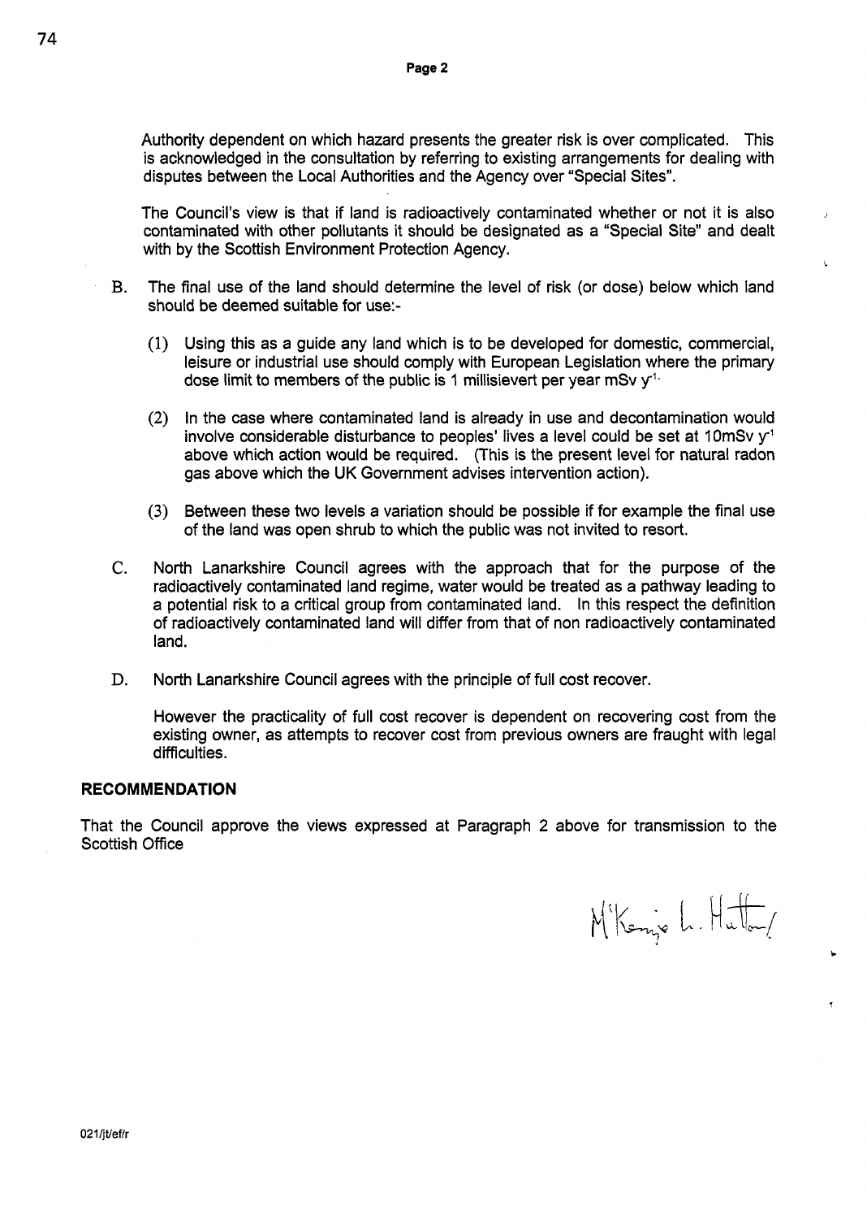Authority dependent on which hazard presents the greater risk is over complicated. This is acknowledged in the consultation by referring to existing arrangements for dealing with disputes between the Local Authorities and the Agency over "Special Sites".

The Council's view is that if land is radioactively contaminated whether or not it is also contaminated with other pollutants it should be designated as a "Special Site" and dealt with by the Scottish Environment Protection Agency.

B. The final use of the land should determine the level of risk (or dose) below which land should be deemed suitable for use:-

(1) Using this as a guide any land which is to be developed for domestic, commercial, leisure or industrial use should comply with European Legislation where the primary dose limit to members of the public is 1 millisievert per year mSv $y^{-1}$.

(2) In the case where contaminated land is already in use and decontamination would involve considerable disturbance to peoples' lives a level could be set at 10mSv $y^{-1}$ above which action would be required. (This is the present level for natural radon gas above which the UK Government advises intervention action).

(3) Between these two levels a variation should be possible if for example the final use of the land was open shrub to which the public was not invited to resort.

C. North Lanarkshire Council agrees with the approach that for the purpose of the radioactively contaminated land regime, water would be treated as a pathway leading to a potential risk to a critical group from contaminated land. In this respect the definition of radioactively contaminated land will differ from that of non radioactively contaminated land.

D. North Lanarkshire Council agrees with the principle of full cost recover.

However the practicality of full cost recover is dependent on recovering cost from the existing owner, as attempts to recover cost from previous owners are fraught with legal difficulties.

## RECOMMENDATION

That the Council approve the views expressed at Paragraph 2 above for transmission to the Scottish Office

M'Kenzie L. Hutton

021/jt/ef/r